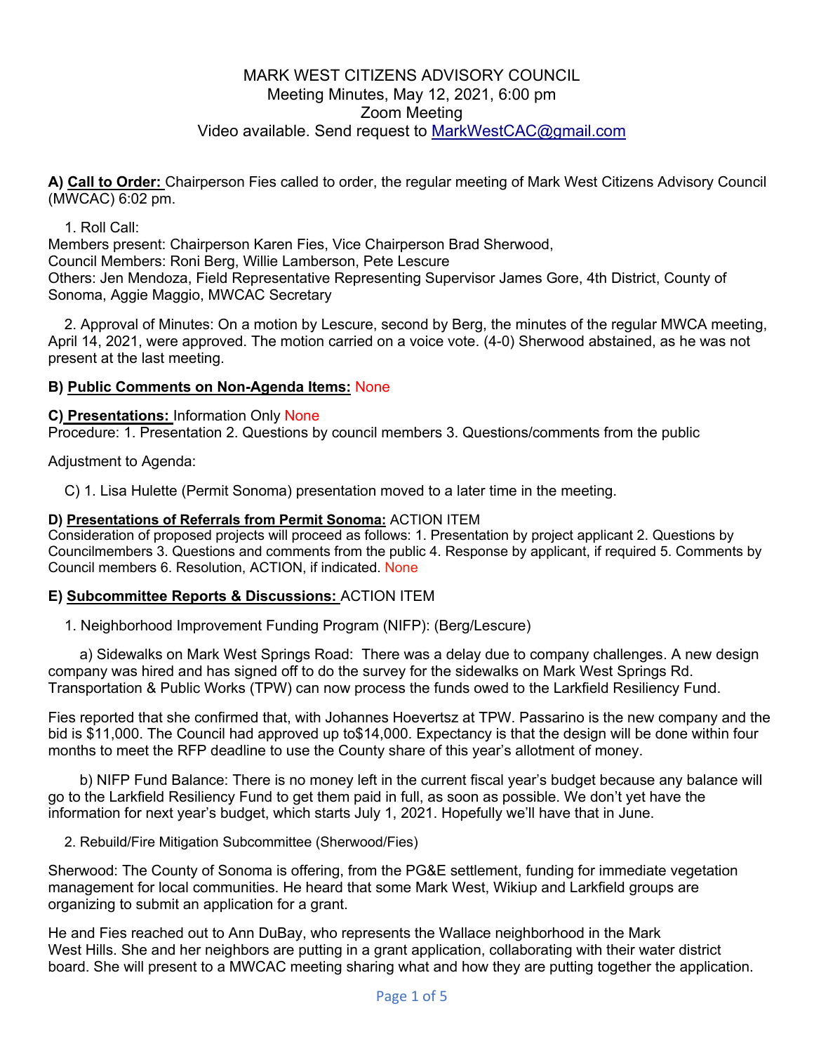# MARK WEST CITIZENS ADVISORY COUNCIL

Meeting Minutes, May 12, 2021, 6:00 pm
Zoom Meeting
Video available. Send request to MarkWestCAC@gmail.com

**A) Call to Order:** Chairperson Fies called to order, the regular meeting of Mark West Citizens Advisory Council (MWCAC) 6:02 pm.

1. Roll Call:

Members present: Chairperson Karen Fies, Vice Chairperson Brad Sherwood,
Council Members: Roni Berg, Willie Lamberson, Pete Lescure
Others: Jen Mendoza, Field Representative Representing Supervisor James Gore, 4th District, County of Sonoma, Aggie Maggio, MWCAC Secretary

2. Approval of Minutes: On a motion by Lescure, second by Berg, the minutes of the regular MWCA meeting, April 14, 2021, were approved. The motion carried on a voice vote. (4-0) Sherwood abstained, as he was not present at the last meeting.

**B) Public Comments on Non-Agenda Items:** None

**C) Presentations:** Information Only None
Procedure: 1. Presentation 2. Questions by council members 3. Questions/comments from the public

Adjustment to Agenda:

C) 1. Lisa Hulette (Permit Sonoma) presentation moved to a later time in the meeting.

**D) Presentations of Referrals from Permit Sonoma:** ACTION ITEM
Consideration of proposed projects will proceed as follows: 1. Presentation by project applicant 2. Questions by Councilmembers 3. Questions and comments from the public 4. Response by applicant, if required 5. Comments by Council members 6. Resolution, ACTION, if indicated. None

**E) Subcommittee Reports & Discussions:** ACTION ITEM

1. Neighborhood Improvement Funding Program (NIFP): (Berg/Lescure)

a) Sidewalks on Mark West Springs Road: There was a delay due to company challenges. A new design company was hired and has signed off to do the survey for the sidewalks on Mark West Springs Rd. Transportation & Public Works (TPW) can now process the funds owed to the Larkfield Resiliency Fund.

Fies reported that she confirmed that, with Johannes Hoevertsz at TPW. Passarino is the new company and the bid is $11,000. The Council had approved up to$14,000. Expectancy is that the design will be done within four months to meet the RFP deadline to use the County share of this year's allotment of money.

b) NIFP Fund Balance: There is no money left in the current fiscal year's budget because any balance will go to the Larkfield Resiliency Fund to get them paid in full, as soon as possible. We don't yet have the information for next year's budget, which starts July 1, 2021. Hopefully we'll have that in June.

2. Rebuild/Fire Mitigation Subcommittee (Sherwood/Fies)

Sherwood: The County of Sonoma is offering, from the PG&E settlement, funding for immediate vegetation management for local communities. He heard that some Mark West, Wikiup and Larkfield groups are organizing to submit an application for a grant.

He and Fies reached out to Ann DuBay, who represents the Wallace neighborhood in the Mark West Hills. She and her neighbors are putting in a grant application, collaborating with their water district board. She will present to a MWCAC meeting sharing what and how they are putting together the application.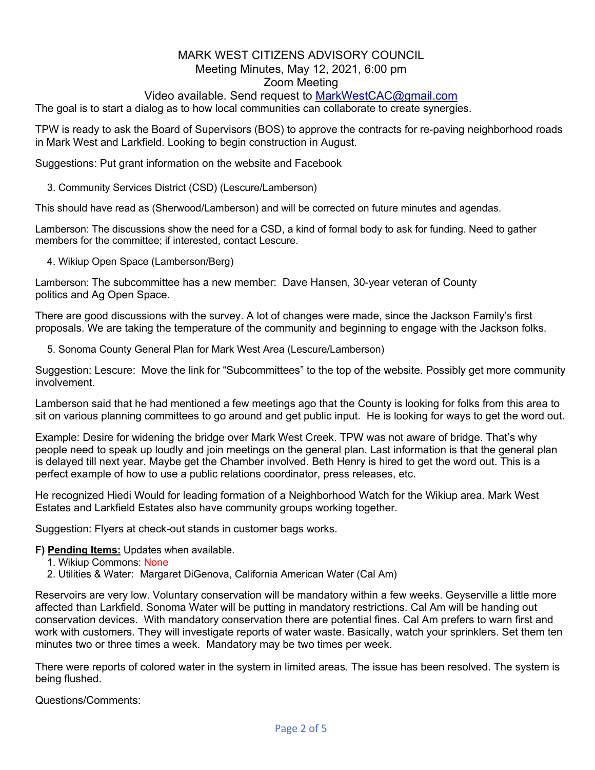MARK WEST CITIZENS ADVISORY COUNCIL
Meeting Minutes, May 12, 2021, 6:00 pm
Zoom Meeting
Video available. Send request to MarkWestCAC@gmail.com

The goal is to start a dialog as to how local communities can collaborate to create synergies.

TPW is ready to ask the Board of Supervisors (BOS) to approve the contracts for re-paving neighborhood roads in Mark West and Larkfield. Looking to begin construction in August.

Suggestions: Put grant information on the website and Facebook

3. Community Services District (CSD) (Lescure/Lamberson)

This should have read as (Sherwood/Lamberson) and will be corrected on future minutes and agendas.

Lamberson: The discussions show the need for a CSD, a kind of formal body to ask for funding. Need to gather members for the committee; if interested, contact Lescure.

4. Wikiup Open Space (Lamberson/Berg)

Lamberson: The subcommittee has a new member: Dave Hansen, 30-year veteran of County politics and Ag Open Space.

There are good discussions with the survey. A lot of changes were made, since the Jackson Family's first proposals. We are taking the temperature of the community and beginning to engage with the Jackson folks.

5. Sonoma County General Plan for Mark West Area (Lescure/Lamberson)

Suggestion: Lescure: Move the link for "Subcommittees" to the top of the website. Possibly get more community involvement.

Lamberson said that he had mentioned a few meetings ago that the County is looking for folks from this area to sit on various planning committees to go around and get public input. He is looking for ways to get the word out.

Example: Desire for widening the bridge over Mark West Creek. TPW was not aware of bridge. That's why people need to speak up loudly and join meetings on the general plan. Last information is that the general plan is delayed till next year. Maybe get the Chamber involved. Beth Henry is hired to get the word out. This is a perfect example of how to use a public relations coordinator, press releases, etc.

He recognized Hiedi Would for leading formation of a Neighborhood Watch for the Wikiup area. Mark West Estates and Larkfield Estates also have community groups working together.

Suggestion: Flyers at check-out stands in customer bags works.

**F) <u>Pending Items:</u>** Updates when available.

1. Wikiup Commons: None
2. Utilities & Water: Margaret DiGenova, California American Water (Cal Am)

Reservoirs are very low. Voluntary conservation will be mandatory within a few weeks. Geyserville a little more affected than Larkfield. Sonoma Water will be putting in mandatory restrictions. Cal Am will be handing out conservation devices. With mandatory conservation there are potential fines. Cal Am prefers to warn first and work with customers. They will investigate reports of water waste. Basically, watch your sprinklers. Set them ten minutes two or three times a week. Mandatory may be two times per week.

There were reports of colored water in the system in limited areas. The issue has been resolved. The system is being flushed.

Questions/Comments: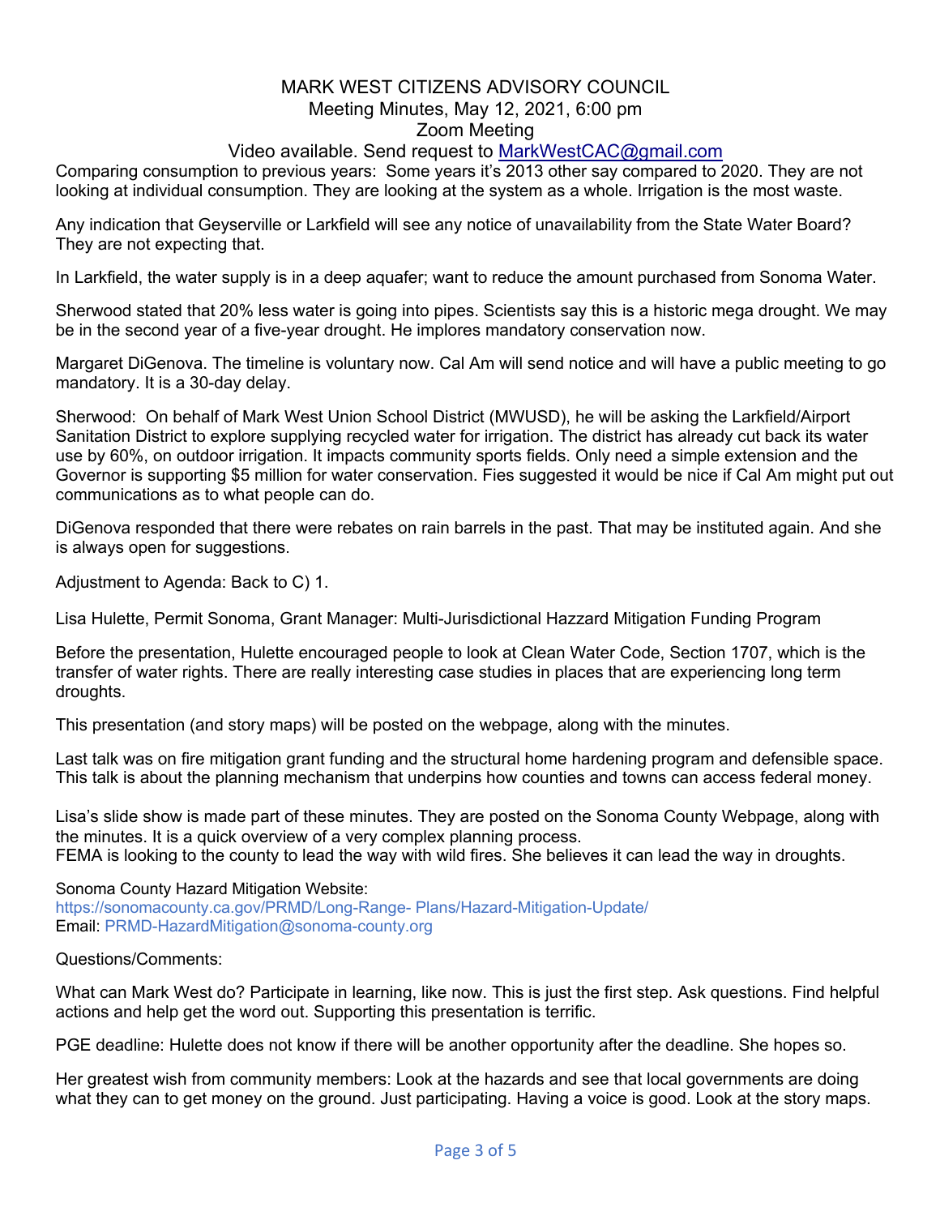MARK WEST CITIZENS ADVISORY COUNCIL
Meeting Minutes, May 12, 2021, 6:00 pm
Zoom Meeting
Video available. Send request to MarkWestCAC@gmail.com

Comparing consumption to previous years: Some years it's 2013 other say compared to 2020. They are not looking at individual consumption. They are looking at the system as a whole. Irrigation is the most waste.

Any indication that Geyserville or Larkfield will see any notice of unavailability from the State Water Board? They are not expecting that.

In Larkfield, the water supply is in a deep aquafer; want to reduce the amount purchased from Sonoma Water.

Sherwood stated that 20% less water is going into pipes. Scientists say this is a historic mega drought. We may be in the second year of a five-year drought. He implores mandatory conservation now.

Margaret DiGenova. The timeline is voluntary now. Cal Am will send notice and will have a public meeting to go mandatory. It is a 30-day delay.

Sherwood: On behalf of Mark West Union School District (MWUSD), he will be asking the Larkfield/Airport Sanitation District to explore supplying recycled water for irrigation. The district has already cut back its water use by 60%, on outdoor irrigation. It impacts community sports fields. Only need a simple extension and the Governor is supporting $5 million for water conservation. Fies suggested it would be nice if Cal Am might put out communications as to what people can do.

DiGenova responded that there were rebates on rain barrels in the past. That may be instituted again. And she is always open for suggestions.

Adjustment to Agenda: Back to C) 1.

Lisa Hulette, Permit Sonoma, Grant Manager: Multi-Jurisdictional Hazzard Mitigation Funding Program

Before the presentation, Hulette encouraged people to look at Clean Water Code, Section 1707, which is the transfer of water rights. There are really interesting case studies in places that are experiencing long term droughts.

This presentation (and story maps) will be posted on the webpage, along with the minutes.

Last talk was on fire mitigation grant funding and the structural home hardening program and defensible space. This talk is about the planning mechanism that underpins how counties and towns can access federal money.

Lisa's slide show is made part of these minutes. They are posted on the Sonoma County Webpage, along with the minutes. It is a quick overview of a very complex planning process.
FEMA is looking to the county to lead the way with wild fires. She believes it can lead the way in droughts.

Sonoma County Hazard Mitigation Website:
https://sonomacounty.ca.gov/PRMD/Long-Range- Plans/Hazard-Mitigation-Update/
Email: PRMD-HazardMitigation@sonoma-county.org

Questions/Comments:

What can Mark West do? Participate in learning, like now. This is just the first step. Ask questions. Find helpful actions and help get the word out. Supporting this presentation is terrific.

PGE deadline: Hulette does not know if there will be another opportunity after the deadline. She hopes so.

Her greatest wish from community members: Look at the hazards and see that local governments are doing what they can to get money on the ground. Just participating. Having a voice is good. Look at the story maps.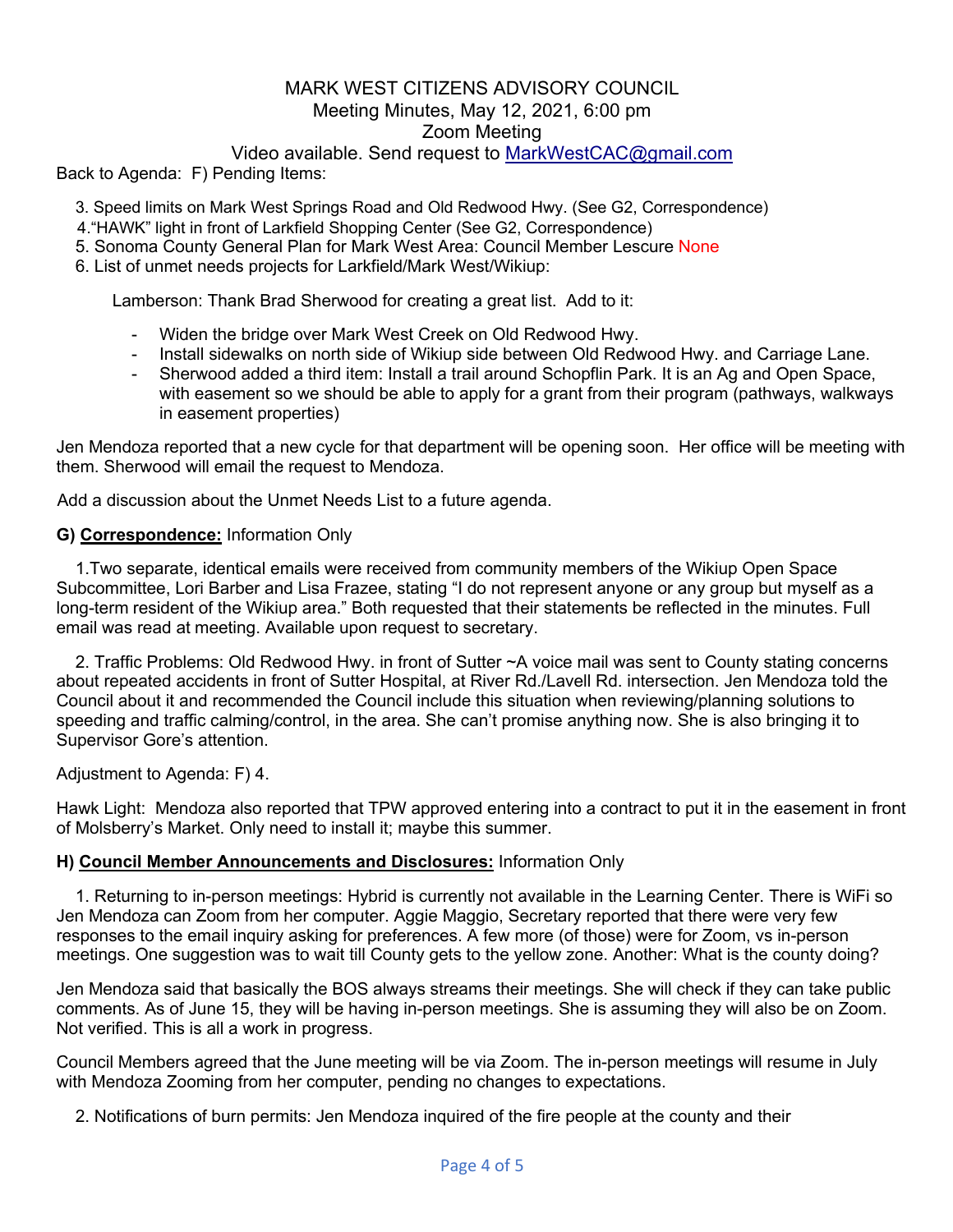MARK WEST CITIZENS ADVISORY COUNCIL
Meeting Minutes, May 12, 2021, 6:00 pm
Zoom Meeting
Video available. Send request to MarkWestCAC@gmail.com

Back to Agenda: F) Pending Items:

3. Speed limits on Mark West Springs Road and Old Redwood Hwy. (See G2, Correspondence)
4. "HAWK" light in front of Larkfield Shopping Center (See G2, Correspondence)
5. Sonoma County General Plan for Mark West Area: Council Member Lescure None
6. List of unmet needs projects for Larkfield/Mark West/Wikiup:

Lamberson: Thank Brad Sherwood for creating a great list. Add to it:

- Widen the bridge over Mark West Creek on Old Redwood Hwy.
- Install sidewalks on north side of Wikiup side between Old Redwood Hwy. and Carriage Lane.
- Sherwood added a third item: Install a trail around Schopflin Park. It is an Ag and Open Space, with easement so we should be able to apply for a grant from their program (pathways, walkways in easement properties)

Jen Mendoza reported that a new cycle for that department will be opening soon. Her office will be meeting with them. Sherwood will email the request to Mendoza.

Add a discussion about the Unmet Needs List to a future agenda.

**G) Correspondence:** Information Only

1. Two separate, identical emails were received from community members of the Wikiup Open Space Subcommittee, Lori Barber and Lisa Frazee, stating "I do not represent anyone or any group but myself as a long-term resident of the Wikiup area." Both requested that their statements be reflected in the minutes. Full email was read at meeting. Available upon request to secretary.

2. Traffic Problems: Old Redwood Hwy. in front of Sutter ~A voice mail was sent to County stating concerns about repeated accidents in front of Sutter Hospital, at River Rd./Lavell Rd. intersection. Jen Mendoza told the Council about it and recommended the Council include this situation when reviewing/planning solutions to speeding and traffic calming/control, in the area. She can't promise anything now. She is also bringing it to Supervisor Gore's attention.

Adjustment to Agenda: F) 4.

Hawk Light: Mendoza also reported that TPW approved entering into a contract to put it in the easement in front of Molsberry's Market. Only need to install it; maybe this summer.

**H) Council Member Announcements and Disclosures:** Information Only

1. Returning to in-person meetings: Hybrid is currently not available in the Learning Center. There is WiFi so Jen Mendoza can Zoom from her computer. Aggie Maggio, Secretary reported that there were very few responses to the email inquiry asking for preferences. A few more (of those) were for Zoom, vs in-person meetings. One suggestion was to wait till County gets to the yellow zone. Another: What is the county doing?

Jen Mendoza said that basically the BOS always streams their meetings. She will check if they can take public comments. As of June 15, they will be having in-person meetings. She is assuming they will also be on Zoom. Not verified. This is all a work in progress.

Council Members agreed that the June meeting will be via Zoom. The in-person meetings will resume in July with Mendoza Zooming from her computer, pending no changes to expectations.

2. Notifications of burn permits: Jen Mendoza inquired of the fire people at the county and their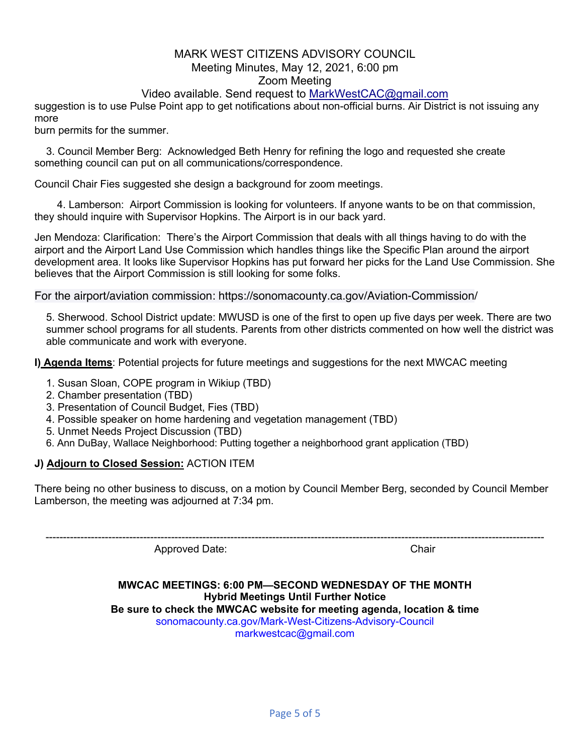MARK WEST CITIZENS ADVISORY COUNCIL
Meeting Minutes, May 12, 2021, 6:00 pm
Zoom Meeting
Video available. Send request to MarkWestCAC@gmail.com

suggestion is to use Pulse Point app to get notifications about non-official burns. Air District is not issuing any more
burn permits for the summer.

3. Council Member Berg: Acknowledged Beth Henry for refining the logo and requested she create something council can put on all communications/correspondence.

Council Chair Fies suggested she design a background for zoom meetings.

4. Lamberson: Airport Commission is looking for volunteers. If anyone wants to be on that commission, they should inquire with Supervisor Hopkins. The Airport is in our back yard.

Jen Mendoza: Clarification: There's the Airport Commission that deals with all things having to do with the airport and the Airport Land Use Commission which handles things like the Specific Plan around the airport development area. It looks like Supervisor Hopkins has put forward her picks for the Land Use Commission. She believes that the Airport Commission is still looking for some folks.

For the airport/aviation commission: https://sonomacounty.ca.gov/Aviation-Commission/

5. Sherwood. School District update: MWUSD is one of the first to open up five days per week. There are two summer school programs for all students. Parents from other districts commented on how well the district was able communicate and work with everyone.

**I) Agenda Items**: Potential projects for future meetings and suggestions for the next MWCAC meeting

1. Susan Sloan, COPE program in Wikiup (TBD)
2. Chamber presentation (TBD)
3. Presentation of Council Budget, Fies (TBD)
4. Possible speaker on home hardening and vegetation management (TBD)
5. Unmet Needs Project Discussion (TBD)
6. Ann DuBay, Wallace Neighborhood: Putting together a neighborhood grant application (TBD)

**J) Adjourn to Closed Session:** ACTION ITEM

There being no other business to discuss, on a motion by Council Member Berg, seconded by Council Member Lamberson, the meeting was adjourned at 7:34 pm.

---

Approved Date: Chair

**MWCAC MEETINGS: 6:00 PM—SECOND WEDNESDAY OF THE MONTH**
**Hybrid Meetings Until Further Notice**
**Be sure to check the MWCAC website for meeting agenda, location & time**
sonomacounty.ca.gov/Mark-West-Citizens-Advisory-Council
markwestcac@gmail.com